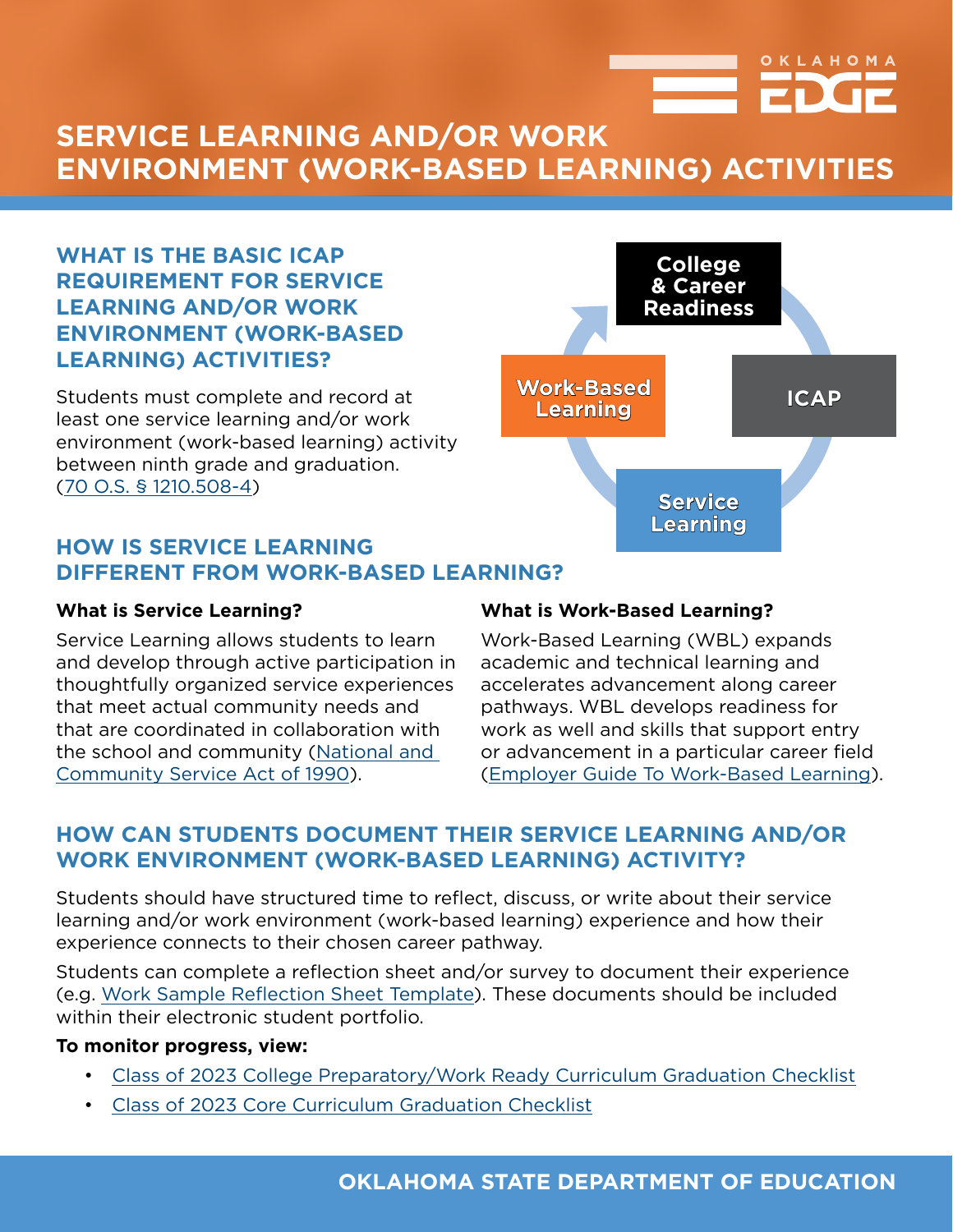# SERVICE LEARNING AND/OR WORK ENVIRONMENT (WORK-BASED LEARNING) ACTIVITIES

## WHAT IS THE BASIC ICAP REQUIREMENT FOR SERVICE LEARNING AND/OR WORK ENVIRONMENT (WORK-BASED LEARNING) ACTIVITIES?

Students must complete and record at least one service learning and/or work environment (work-based learning) activity between ninth grade and graduation. (70 O.S. § 1210.508-4)

College & Career Readiness

ICAP

Service Learning

Work-Based Learning

## HOW IS SERVICE LEARNING DIFFERENT FROM WORK-BASED LEARNING?

**What is Service Learning?**

Service Learning allows students to learn and develop through active participation in thoughtfully organized service experiences that meet actual community needs and that are coordinated in collaboration with the school and community (National and Community Service Act of 1990).

**What is Work-Based Learning?**

Work-Based Learning (WBL) expands academic and technical learning and accelerates advancement along career pathways. WBL develops readiness for work as well and skills that support entry or advancement in a particular career field (Employer Guide To Work-Based Learning).

## HOW CAN STUDENTS DOCUMENT THEIR SERVICE LEARNING AND/OR WORK ENVIRONMENT (WORK-BASED LEARNING) ACTIVITY?

Students should have structured time to reflect, discuss, or write about their service learning and/or work environment (work-based learning) experience and how their experience connects to their chosen career pathway.

Students can complete a reflection sheet and/or survey to document their experience (e.g. Work Sample Reflection Sheet Template). These documents should be included within their electronic student portfolio.

**To monitor progress, view:**

- Class of 2023 College Preparatory/Work Ready Curriculum Graduation Checklist
- Class of 2023 Core Curriculum Graduation Checklist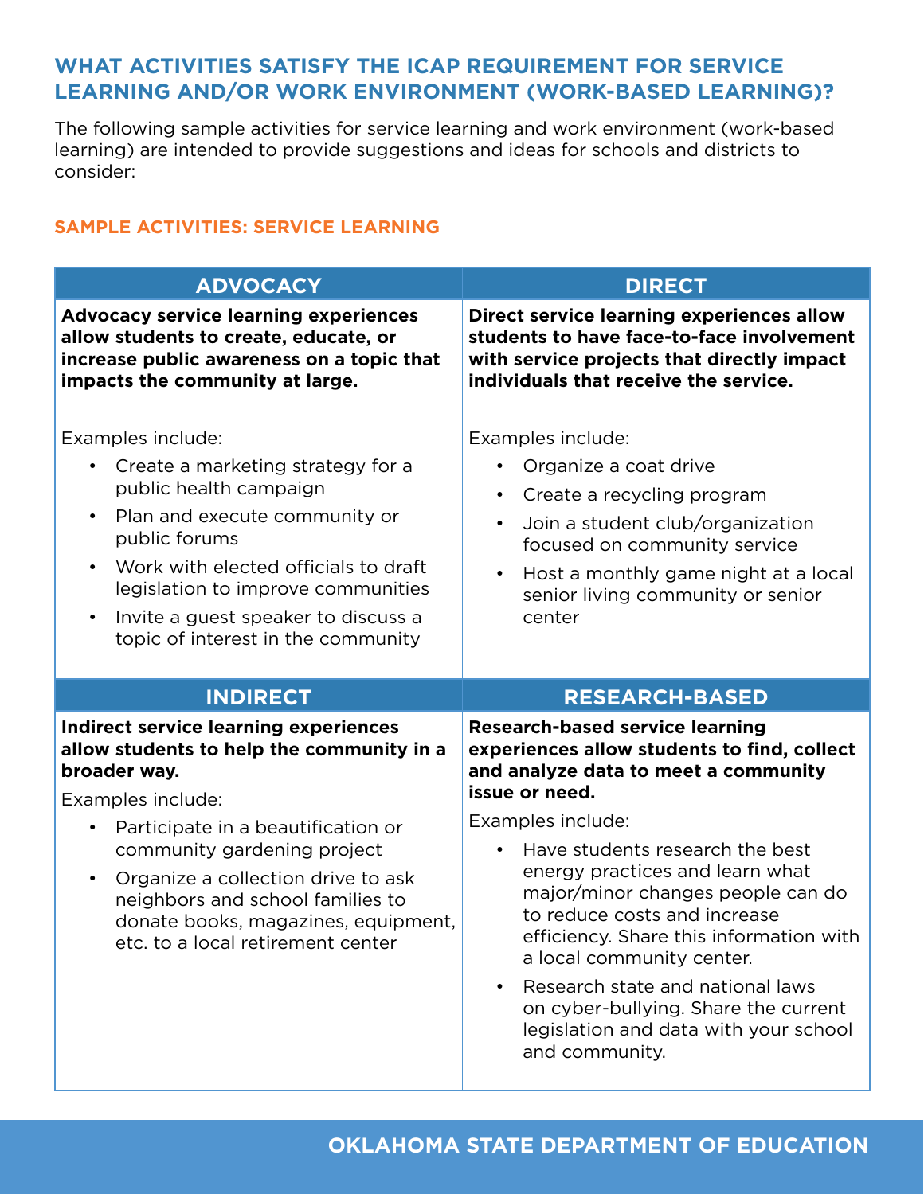## WHAT ACTIVITIES SATISFY THE ICAP REQUIREMENT FOR SERVICE LEARNING AND/OR WORK ENVIRONMENT (WORK-BASED LEARNING)?

The following sample activities for service learning and work environment (work-based learning) are intended to provide suggestions and ideas for schools and districts to consider:

### SAMPLE ACTIVITIES: SERVICE LEARNING

#### ADVOCACY

**Advocacy service learning experiences allow students to create, educate, or increase public awareness on a topic that impacts the community at large.**

Examples include:

- Create a marketing strategy for a public health campaign
- Plan and execute community or public forums
- Work with elected officials to draft legislation to improve communities
- Invite a guest speaker to discuss a topic of interest in the community

#### DIRECT

**Direct service learning experiences allow students to have face-to-face involvement with service projects that directly impact individuals that receive the service.**

Examples include:

- Organize a coat drive
- Create a recycling program
- Join a student club/organization focused on community service
- Host a monthly game night at a local senior living community or senior center

#### INDIRECT

**Indirect service learning experiences allow students to help the community in a broader way.**

Examples include:

- Participate in a beautification or community gardening project
- Organize a collection drive to ask neighbors and school families to donate books, magazines, equipment, etc. to a local retirement center

#### RESEARCH-BASED

**Research-based service learning experiences allow students to find, collect and analyze data to meet a community issue or need.**

Examples include:

- Have students research the best energy practices and learn what major/minor changes people can do to reduce costs and increase efficiency. Share this information with a local community center.
- Research state and national laws on cyber-bullying. Share the current legislation and data with your school and community.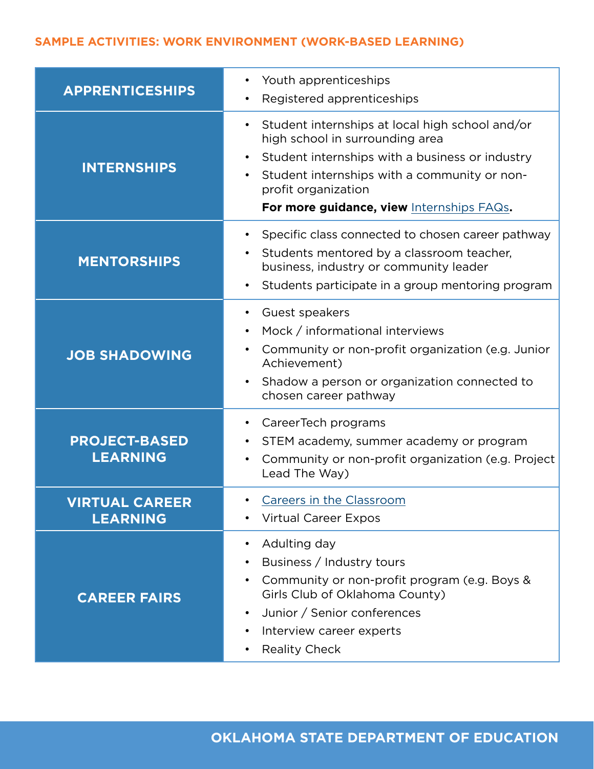### SAMPLE ACTIVITIES: WORK ENVIRONMENT (WORK-BASED LEARNING)

| | |
|---|---|
| **APPRENTICESHIPS** | • Youth apprenticeships<br>• Registered apprenticeships |
| **INTERNSHIPS** | • Student internships at local high school and/or high school in surrounding area<br>• Student internships with a business or industry<br>• Student internships with a community or non-profit organization<br>**For more guidance, view** Internships FAQs**.** |
| **MENTORSHIPS** | • Specific class connected to chosen career pathway<br>• Students mentored by a classroom teacher, business, industry or community leader<br>• Students participate in a group mentoring program |
| **JOB SHADOWING** | • Guest speakers<br>• Mock / informational interviews<br>• Community or non-profit organization (e.g. Junior Achievement)<br>• Shadow a person or organization connected to chosen career pathway |
| **PROJECT-BASED LEARNING** | • CareerTech programs<br>• STEM academy, summer academy or program<br>• Community or non-profit organization (e.g. Project Lead The Way) |
| **VIRTUAL CAREER LEARNING** | • Careers in the Classroom<br>• Virtual Career Expos |
| **CAREER FAIRS** | • Adulting day<br>• Business / Industry tours<br>• Community or non-profit program (e.g. Boys & Girls Club of Oklahoma County)<br>• Junior / Senior conferences<br>• Interview career experts<br>• Reality Check |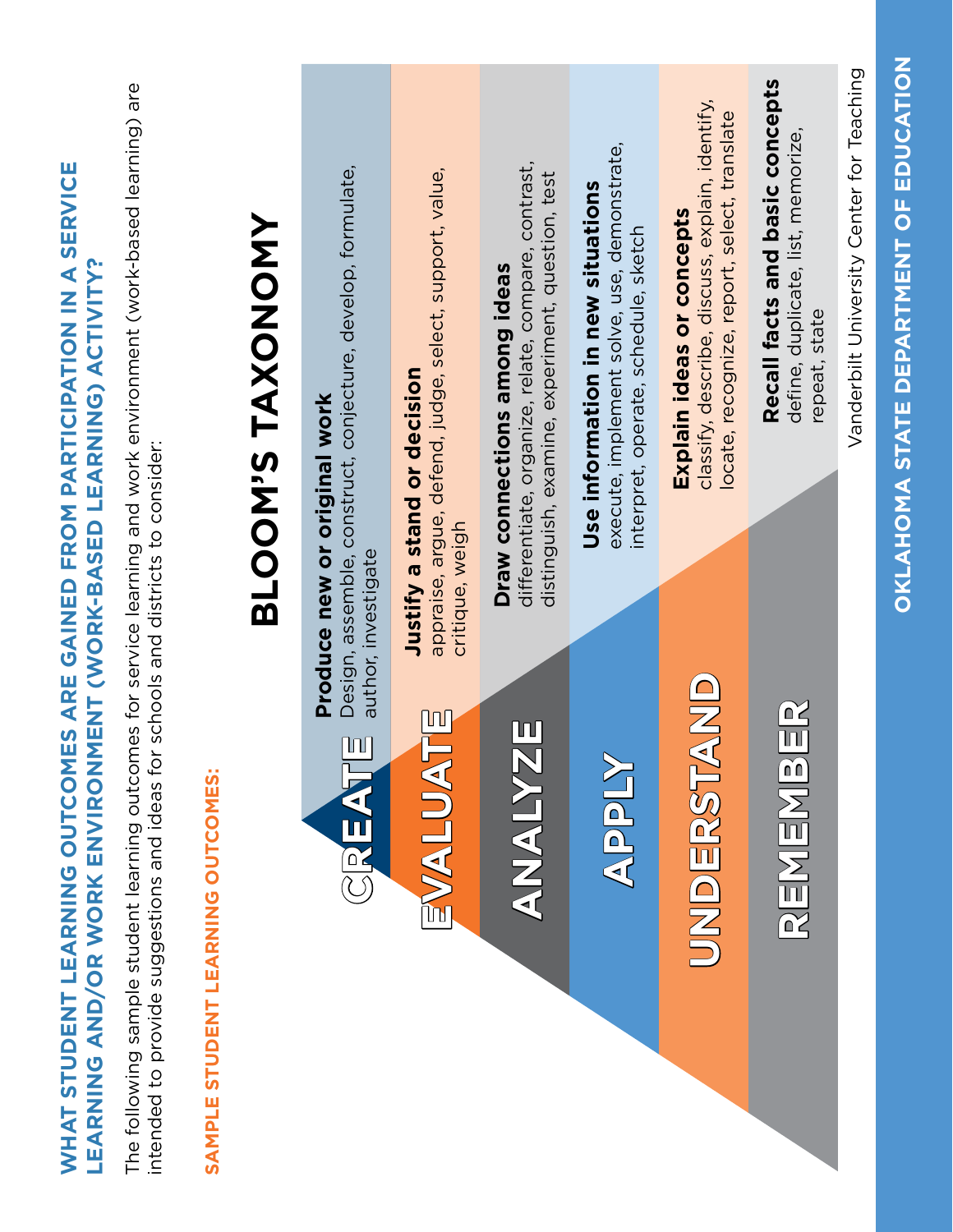## WHAT STUDENT LEARNING OUTCOMES ARE GAINED FROM PARTICIPATION IN A SERVICE LEARNING AND/OR WORK ENVIRONMENT (WORK-BASED LEARNING) ACTIVITY?

The following sample student learning outcomes for service learning and work environment (work-based learning) are intended to provide suggestions and ideas for schools and districts to consider:

**SAMPLE STUDENT LEARNING OUTCOMES:**

# BLOOM'S TAXONOMY

**CREATE**
**Produce new or original work**
Design, assemble, construct, conjecture, develop, formulate, author, investigate

**EVALUATE**
**Justify a stand or decision**
appraise, argue, defend, judge, select, support, value, critique, weigh

**ANALYZE**
**Draw connections among ideas**
differentiate, organize, relate, compare, contrast, distinguish, examine, experiment, question, test

**APPLY**
**Use information in new situations**
execute, implement solve, use, demonstrate, interpret, operate, schedule, sketch

**UNDERSTAND**
**Explain ideas or concepts**
classify, describe, discuss, explain, identify, locate, recognize, report, select, translate

**REMEMBER**
**Recall facts and basic concepts**
define, duplicate, list, memorize, repeat, state

Vanderbilt University Center for Teaching

**OKLAHOMA STATE DEPARTMENT OF EDUCATION**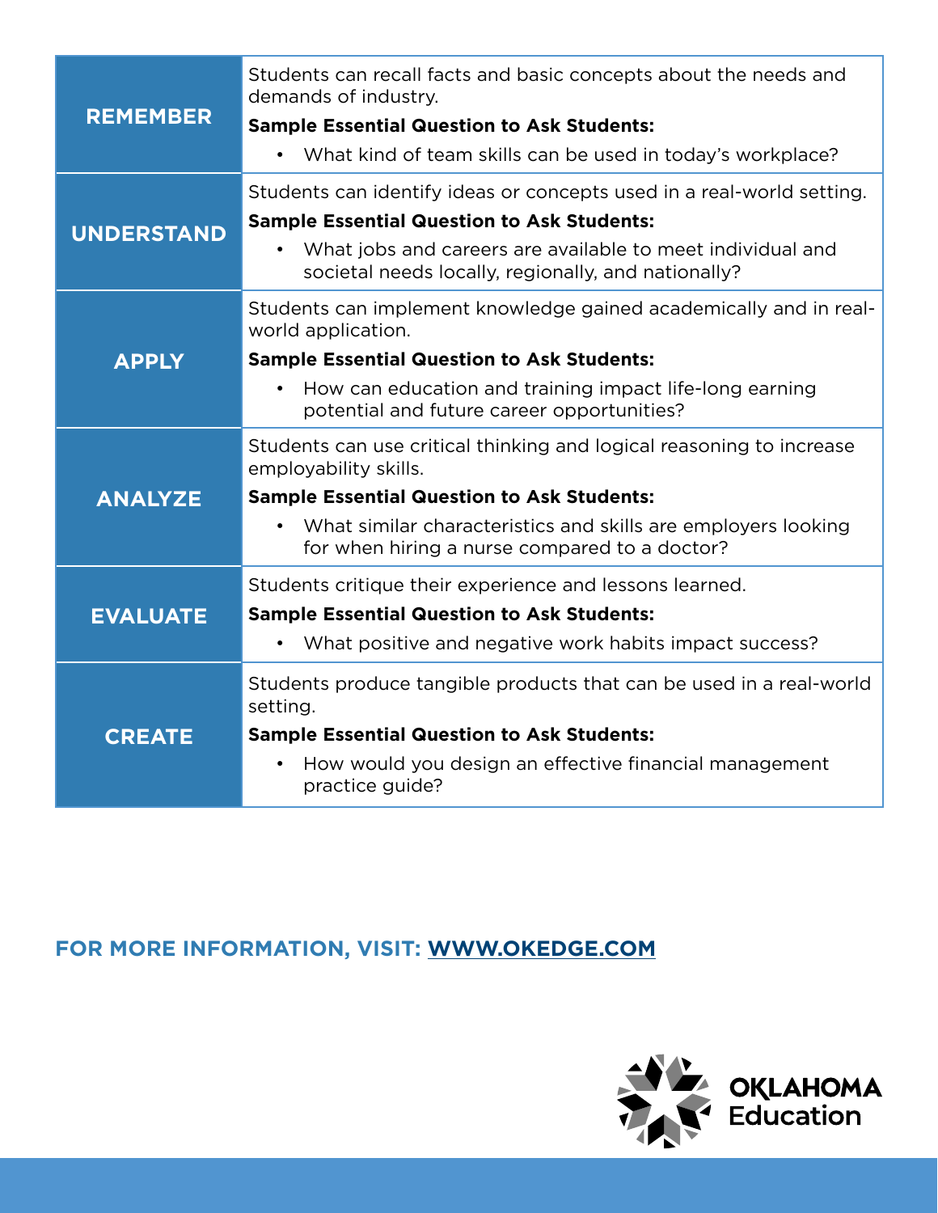| | |
|---|---|
| **REMEMBER** | Students can recall facts and basic concepts about the needs and demands of industry.<br>**Sample Essential Question to Ask Students:**<br>• What kind of team skills can be used in today's workplace? |
| **UNDERSTAND** | Students can identify ideas or concepts used in a real-world setting.<br>**Sample Essential Question to Ask Students:**<br>• What jobs and careers are available to meet individual and societal needs locally, regionally, and nationally? |
| **APPLY** | Students can implement knowledge gained academically and in real-world application.<br>**Sample Essential Question to Ask Students:**<br>• How can education and training impact life-long earning potential and future career opportunities? |
| **ANALYZE** | Students can use critical thinking and logical reasoning to increase employability skills.<br>**Sample Essential Question to Ask Students:**<br>• What similar characteristics and skills are employers looking for when hiring a nurse compared to a doctor? |
| **EVALUATE** | Students critique their experience and lessons learned.<br>**Sample Essential Question to Ask Students:**<br>• What positive and negative work habits impact success? |
| **CREATE** | Students produce tangible products that can be used in a real-world setting.<br>**Sample Essential Question to Ask Students:**<br>• How would you design an effective financial management practice guide? |

**FOR MORE INFORMATION, VISIT: [WWW.OKEDGE.COM](http://www.okedge.com)**

OKLAHOMA Education